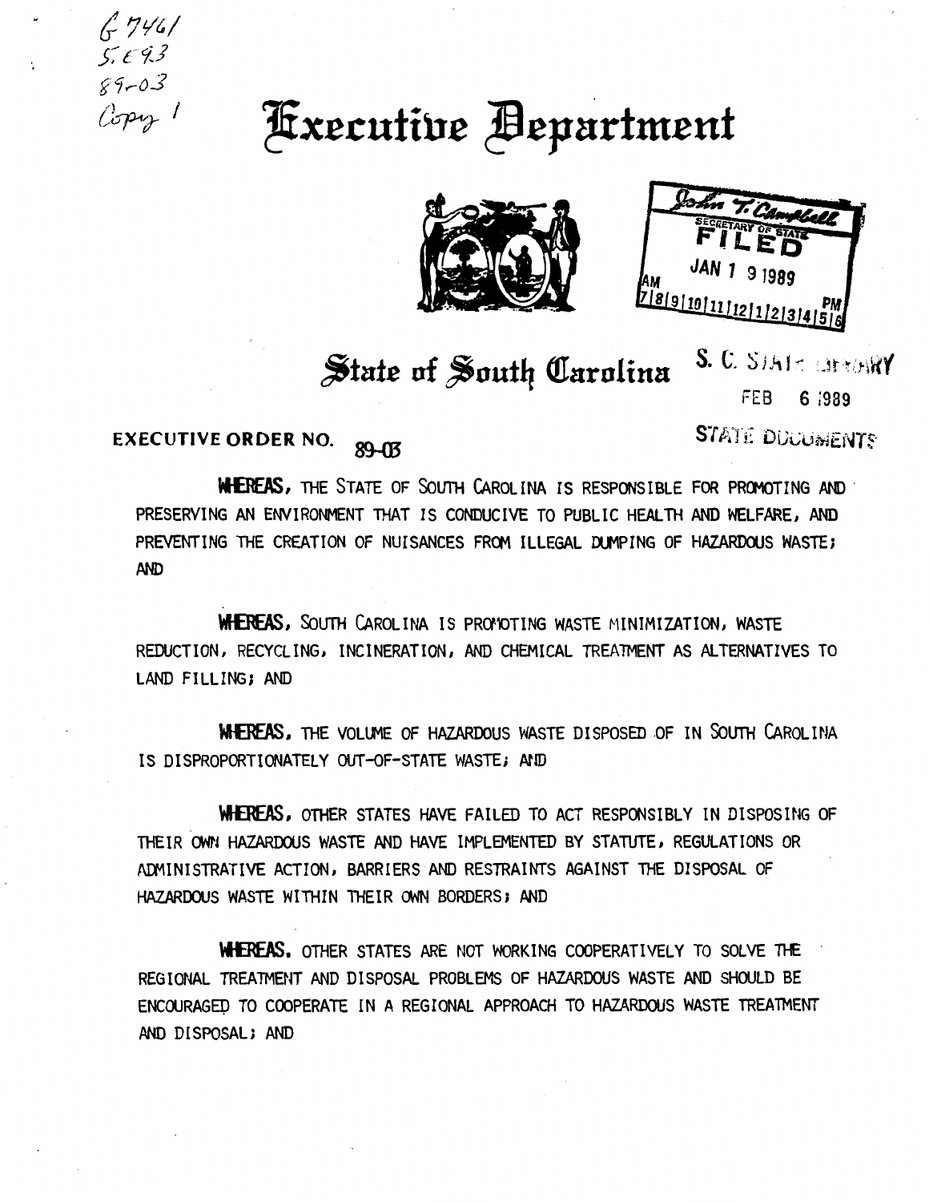G 7461
S. E93
89-03
Copy 1

# Executive Department

SECRETARY OF STATE
FILED
JAN 19 1989

## State of South Carolina

S. C. STATE LIBRARY
FEB 6 1989
STATE DOCUMENTS

**EXECUTIVE ORDER NO. 89-03**

**WHEREAS,** THE STATE OF SOUTH CAROLINA IS RESPONSIBLE FOR PROMOTING AND PRESERVING AN ENVIRONMENT THAT IS CONDUCIVE TO PUBLIC HEALTH AND WELFARE, AND PREVENTING THE CREATION OF NUISANCES FROM ILLEGAL DUMPING OF HAZARDOUS WASTE; AND

**WHEREAS,** SOUTH CAROLINA IS PROMOTING WASTE MINIMIZATION, WASTE REDUCTION, RECYCLING, INCINERATION, AND CHEMICAL TREATMENT AS ALTERNATIVES TO LAND FILLING; AND

**WHEREAS,** THE VOLUME OF HAZARDOUS WASTE DISPOSED OF IN SOUTH CAROLINA IS DISPROPORTIONATELY OUT-OF-STATE WASTE; AND

**WHEREAS,** OTHER STATES HAVE FAILED TO ACT RESPONSIBLY IN DISPOSING OF THEIR OWN HAZARDOUS WASTE AND HAVE IMPLEMENTED BY STATUTE, REGULATIONS OR ADMINISTRATIVE ACTION, BARRIERS AND RESTRAINTS AGAINST THE DISPOSAL OF HAZARDOUS WASTE WITHIN THEIR OWN BORDERS; AND

**WHEREAS,** OTHER STATES ARE NOT WORKING COOPERATIVELY TO SOLVE THE REGIONAL TREATMENT AND DISPOSAL PROBLEMS OF HAZARDOUS WASTE AND SHOULD BE ENCOURAGED TO COOPERATE IN A REGIONAL APPROACH TO HAZARDOUS WASTE TREATMENT AND DISPOSAL; AND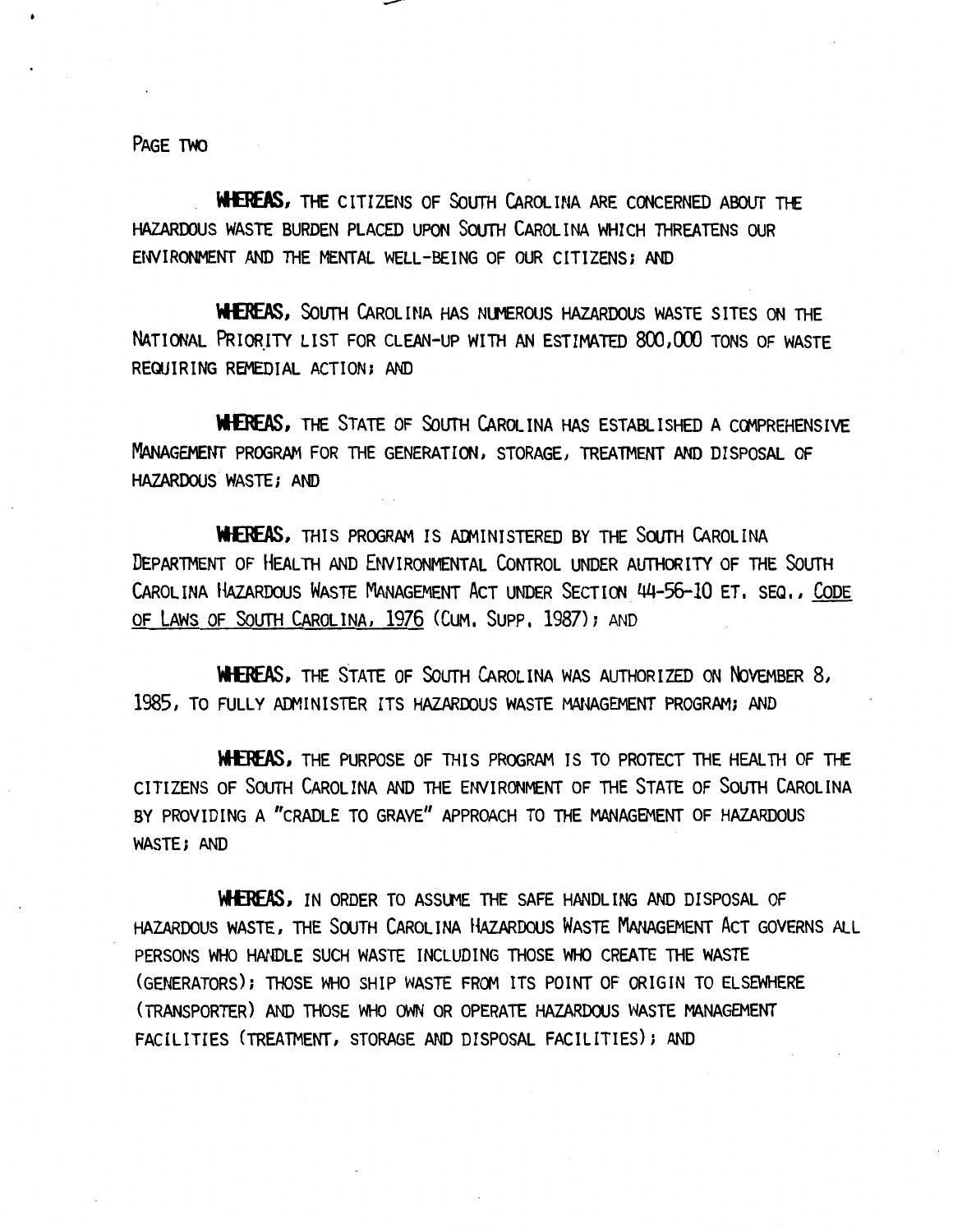PAGE TWO

**WHEREAS,** THE CITIZENS OF SOUTH CAROLINA ARE CONCERNED ABOUT THE HAZARDOUS WASTE BURDEN PLACED UPON SOUTH CAROLINA WHICH THREATENS OUR ENVIRONMENT AND THE MENTAL WELL-BEING OF OUR CITIZENS; AND

**WHEREAS,** SOUTH CAROLINA HAS NUMEROUS HAZARDOUS WASTE SITES ON THE NATIONAL PRIORITY LIST FOR CLEAN-UP WITH AN ESTIMATED 800,000 TONS OF WASTE REQUIRING REMEDIAL ACTION; AND

**WHEREAS,** THE STATE OF SOUTH CAROLINA HAS ESTABLISHED A COMPREHENSIVE MANAGEMENT PROGRAM FOR THE GENERATION, STORAGE, TREATMENT AND DISPOSAL OF HAZARDOUS WASTE; AND

**WHEREAS,** THIS PROGRAM IS ADMINISTERED BY THE SOUTH CAROLINA DEPARTMENT OF HEALTH AND ENVIRONMENTAL CONTROL UNDER AUTHORITY OF THE SOUTH CAROLINA HAZARDOUS WASTE MANAGEMENT ACT UNDER SECTION 44-56-10 ET. SEQ., CODE OF LAWS OF SOUTH CAROLINA, 1976 (CUM. SUPP. 1987); AND

**WHEREAS,** THE STATE OF SOUTH CAROLINA WAS AUTHORIZED ON NOVEMBER 8, 1985, TO FULLY ADMINISTER ITS HAZARDOUS WASTE MANAGEMENT PROGRAM; AND

**WHEREAS,** THE PURPOSE OF THIS PROGRAM IS TO PROTECT THE HEALTH OF THE CITIZENS OF SOUTH CAROLINA AND THE ENVIRONMENT OF THE STATE OF SOUTH CAROLINA BY PROVIDING A "CRADLE TO GRAVE" APPROACH TO THE MANAGEMENT OF HAZARDOUS WASTE; AND

**WHEREAS,** IN ORDER TO ASSUME THE SAFE HANDLING AND DISPOSAL OF HAZARDOUS WASTE, THE SOUTH CAROLINA HAZARDOUS WASTE MANAGEMENT ACT GOVERNS ALL PERSONS WHO HANDLE SUCH WASTE INCLUDING THOSE WHO CREATE THE WASTE (GENERATORS); THOSE WHO SHIP WASTE FROM ITS POINT OF ORIGIN TO ELSEWHERE (TRANSPORTER) AND THOSE WHO OWN OR OPERATE HAZARDOUS WASTE MANAGEMENT FACILITIES (TREATMENT, STORAGE AND DISPOSAL FACILITIES); AND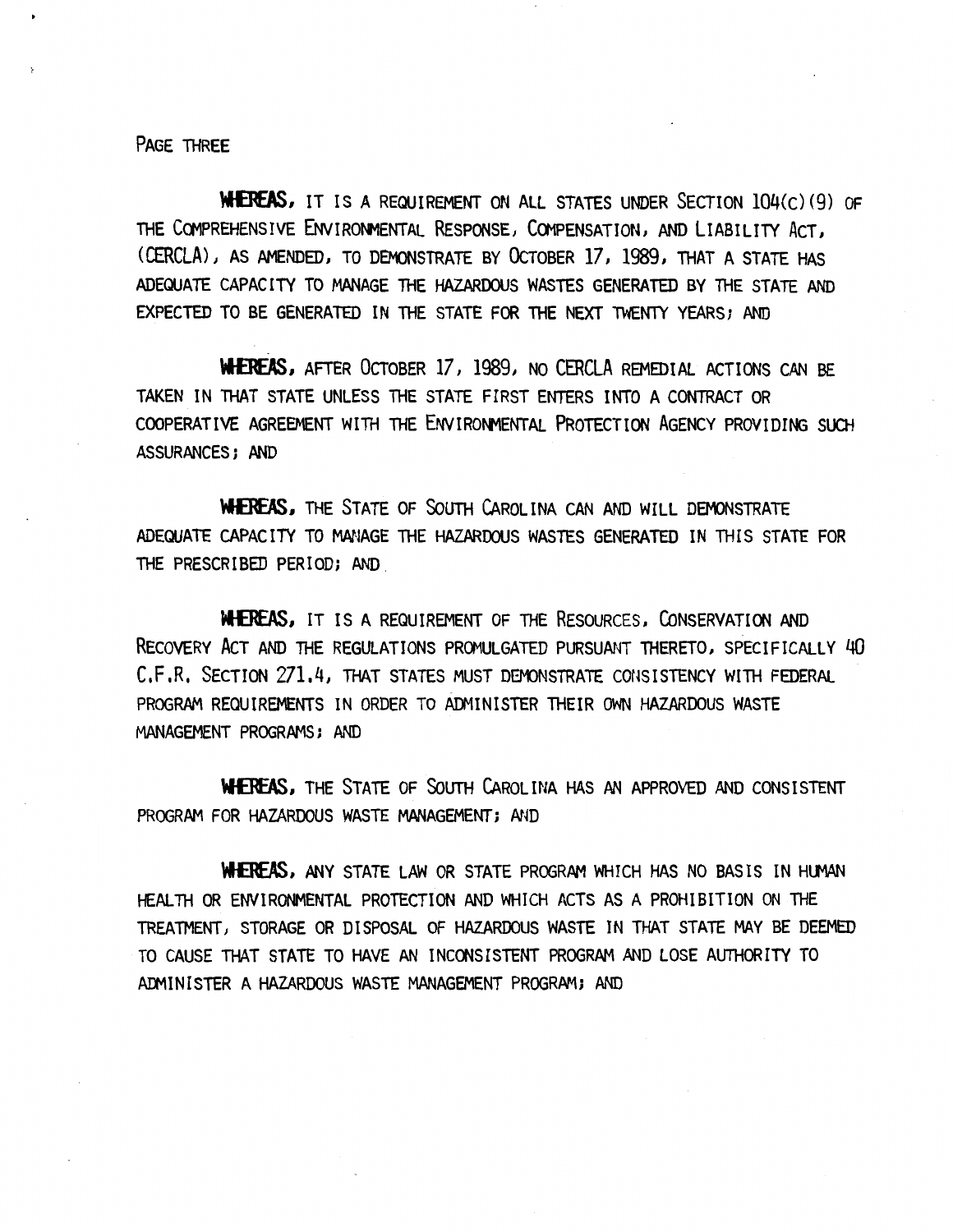PAGE THREE

**WHEREAS,** IT IS A REQUIREMENT ON ALL STATES UNDER SECTION 104(C)(9) OF THE COMPREHENSIVE ENVIRONMENTAL RESPONSE, COMPENSATION, AND LIABILITY ACT, (CERCLA), AS AMENDED, TO DEMONSTRATE BY OCTOBER 17, 1989, THAT A STATE HAS ADEQUATE CAPACITY TO MANAGE THE HAZARDOUS WASTES GENERATED BY THE STATE AND EXPECTED TO BE GENERATED IN THE STATE FOR THE NEXT TWENTY YEARS; AND

**WHEREAS,** AFTER OCTOBER 17, 1989, NO CERCLA REMEDIAL ACTIONS CAN BE TAKEN IN THAT STATE UNLESS THE STATE FIRST ENTERS INTO A CONTRACT OR COOPERATIVE AGREEMENT WITH THE ENVIRONMENTAL PROTECTION AGENCY PROVIDING SUCH ASSURANCES; AND

**WHEREAS,** THE STATE OF SOUTH CAROLINA CAN AND WILL DEMONSTRATE ADEQUATE CAPACITY TO MANAGE THE HAZARDOUS WASTES GENERATED IN THIS STATE FOR THE PRESCRIBED PERIOD; AND

**WHEREAS,** IT IS A REQUIREMENT OF THE RESOURCES, CONSERVATION AND RECOVERY ACT AND THE REGULATIONS PROMULGATED PURSUANT THERETO, SPECIFICALLY 40 C.F.R. SECTION 271.4, THAT STATES MUST DEMONSTRATE CONSISTENCY WITH FEDERAL PROGRAM REQUIREMENTS IN ORDER TO ADMINISTER THEIR OWN HAZARDOUS WASTE MANAGEMENT PROGRAMS; AND

**WHEREAS,** THE STATE OF SOUTH CAROLINA HAS AN APPROVED AND CONSISTENT PROGRAM FOR HAZARDOUS WASTE MANAGEMENT; AND

**WHEREAS,** ANY STATE LAW OR STATE PROGRAM WHICH HAS NO BASIS IN HUMAN HEALTH OR ENVIRONMENTAL PROTECTION AND WHICH ACTS AS A PROHIBITION ON THE TREATMENT, STORAGE OR DISPOSAL OF HAZARDOUS WASTE IN THAT STATE MAY BE DEEMED TO CAUSE THAT STATE TO HAVE AN INCONSISTENT PROGRAM AND LOSE AUTHORITY TO ADMINISTER A HAZARDOUS WASTE MANAGEMENT PROGRAM; AND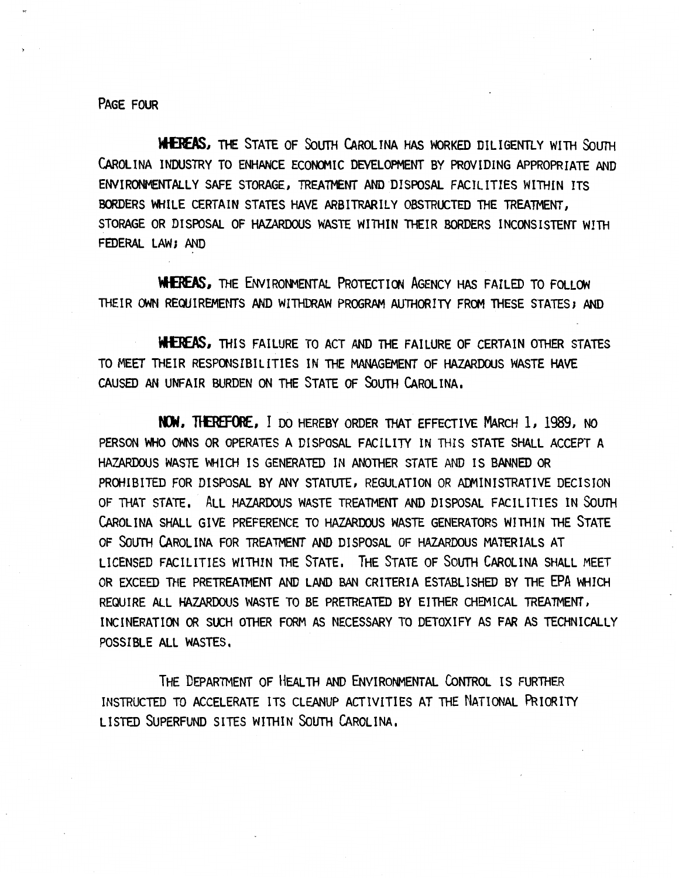**WHEREAS,** THE STATE OF SOUTH CAROLINA HAS WORKED DILIGENTLY WITH SOUTH CAROLINA INDUSTRY TO ENHANCE ECONOMIC DEVELOPMENT BY PROVIDING APPROPRIATE AND ENVIRONMENTALLY SAFE STORAGE, TREATMENT AND DISPOSAL FACILITIES WITHIN ITS BORDERS WHILE CERTAIN STATES HAVE ARBITRARILY OBSTRUCTED THE TREATMENT, STORAGE OR DISPOSAL OF HAZARDOUS WASTE WITHIN THEIR BORDERS INCONSISTENT WITH FEDERAL LAW; AND

**WHEREAS,** THE ENVIRONMENTAL PROTECTION AGENCY HAS FAILED TO FOLLOW THEIR OWN REQUIREMENTS AND WITHDRAW PROGRAM AUTHORITY FROM THESE STATES; AND

**WHEREAS,** THIS FAILURE TO ACT AND THE FAILURE OF CERTAIN OTHER STATES TO MEET THEIR RESPONSIBILITIES IN THE MANAGEMENT OF HAZARDOUS WASTE HAVE CAUSED AN UNFAIR BURDEN ON THE STATE OF SOUTH CAROLINA.

**NOW, THEREFORE,** I DO HEREBY ORDER THAT EFFECTIVE MARCH 1, 1989, NO PERSON WHO OWNS OR OPERATES A DISPOSAL FACILITY IN THIS STATE SHALL ACCEPT A HAZARDOUS WASTE WHICH IS GENERATED IN ANOTHER STATE AND IS BANNED OR PROHIBITED FOR DISPOSAL BY ANY STATUTE, REGULATION OR ADMINISTRATIVE DECISION OF THAT STATE. ALL HAZARDOUS WASTE TREATMENT AND DISPOSAL FACILITIES IN SOUTH CAROLINA SHALL GIVE PREFERENCE TO HAZARDOUS WASTE GENERATORS WITHIN THE STATE OF SOUTH CAROLINA FOR TREATMENT AND DISPOSAL OF HAZARDOUS MATERIALS AT LICENSED FACILITIES WITHIN THE STATE. THE STATE OF SOUTH CAROLINA SHALL MEET OR EXCEED THE PRETREATMENT AND LAND BAN CRITERIA ESTABLISHED BY THE EPA WHICH REQUIRE ALL HAZARDOUS WASTE TO BE PRETREATED BY EITHER CHEMICAL TREATMENT, INCINERATION OR SUCH OTHER FORM AS NECESSARY TO DETOXIFY AS FAR AS TECHNICALLY POSSIBLE ALL WASTES.

THE DEPARTMENT OF HEALTH AND ENVIRONMENTAL CONTROL IS FURTHER INSTRUCTED TO ACCELERATE ITS CLEANUP ACTIVITIES AT THE NATIONAL PRIORITY LISTED SUPERFUND SITES WITHIN SOUTH CAROLINA.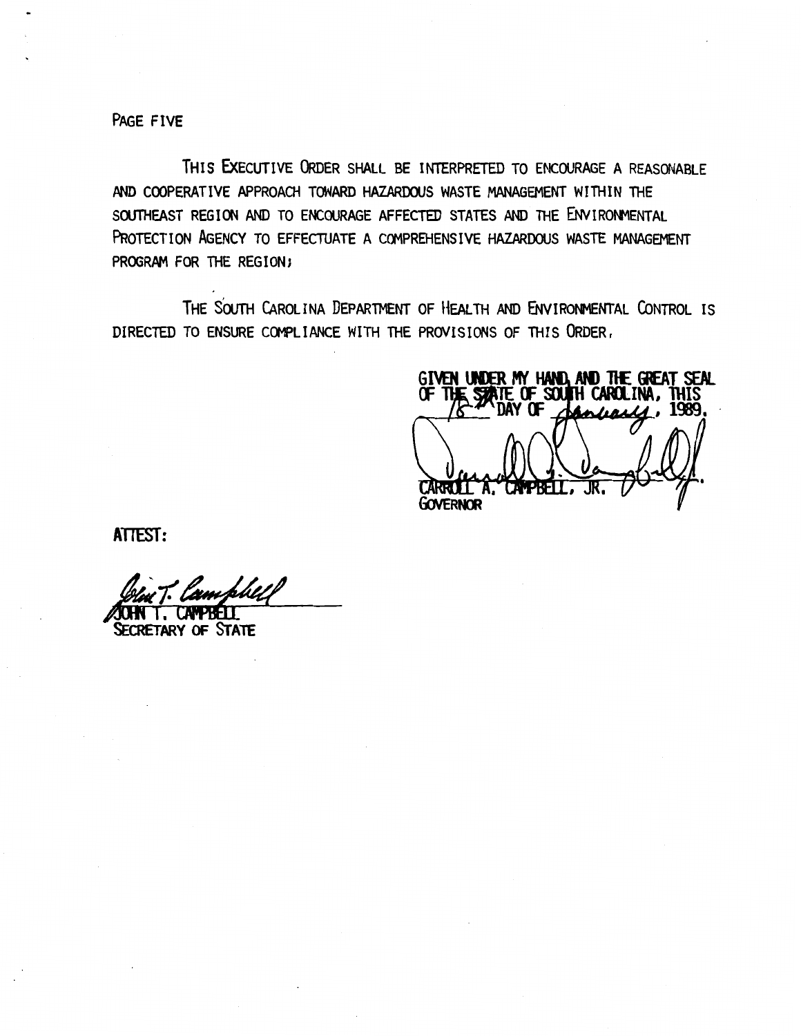PAGE FIVE

THIS EXECUTIVE ORDER SHALL BE INTERPRETED TO ENCOURAGE A REASONABLE AND COOPERATIVE APPROACH TOWARD HAZARDOUS WASTE MANAGEMENT WITHIN THE SOUTHEAST REGION AND TO ENCOURAGE AFFECTED STATES AND THE ENVIRONMENTAL PROTECTION AGENCY TO EFFECTUATE A COMPREHENSIVE HAZARDOUS WASTE MANAGEMENT PROGRAM FOR THE REGION;

THE SOUTH CAROLINA DEPARTMENT OF HEALTH AND ENVIRONMENTAL CONTROL IS DIRECTED TO ENSURE COMPLIANCE WITH THE PROVISIONS OF THIS ORDER.

GIVEN UNDER MY HAND AND THE GREAT SEAL OF THE STATE OF SOUTH CAROLINA, THIS 18th DAY OF January, 1989.

CARROLL A. CAMPBELL, JR.
GOVERNOR

**ATTEST:**

JOHN T. CAMPBELL
SECRETARY OF STATE